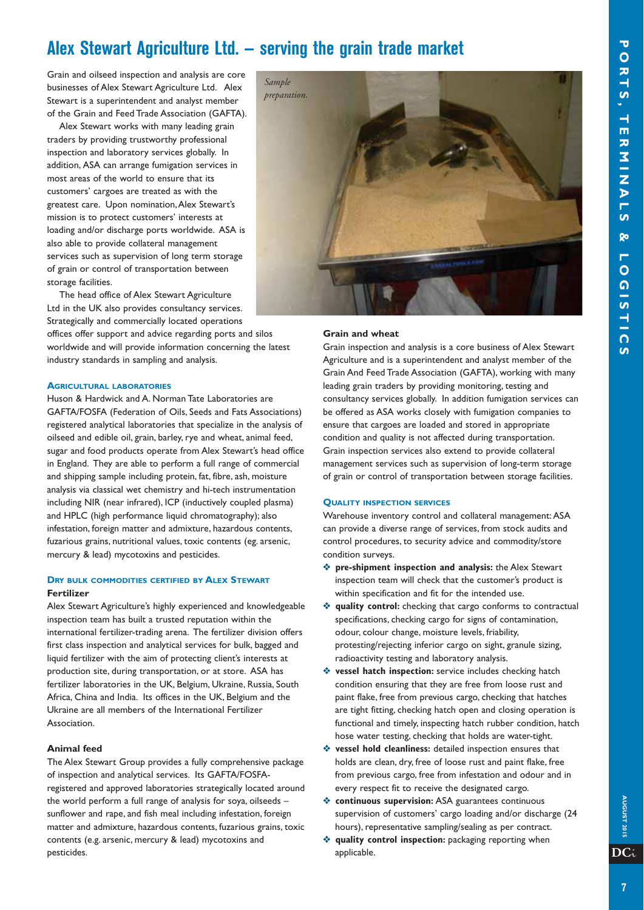# Alex Stewart Agriculture Ltd. – serving the grain trade market

Grain and oilseed inspection and analysis are core businesses of Alex Stewart Agriculture Ltd. Alex Stewart is a superintendent and analyst member of the Grain and Feed Trade Association (GAFTA).

Alex Stewart works with many leading grain traders by providing trustworthy professional inspection and laboratory services globally. In addition, ASA can arrange fumigation services in most areas of the world to ensure that its customers' cargoes are treated as with the greatest care. Upon nomination, Alex Stewart's mission is to protect customers' interests at loading and/or discharge ports worldwide. ASA is also able to provide collateral management services such as supervision of long term storage of grain or control of transportation between storage facilities.

The head office of Alex Stewart Agriculture Ltd in the UK also provides consultancy services. Strategically and commercially located operations offices offer support and advice regarding ports and silos worldwide and will provide information concerning the latest industry standards in sampling and analysis.

*Sample preparation.*

### Agricultural laboratories

Huson & Hardwick and A. Norman Tate Laboratories are GAFTA/FOSFA (Federation of Oils, Seeds and Fats Associations) registered analytical laboratories that specialize in the analysis of oilseed and edible oil, grain, barley, rye and wheat, animal feed, sugar and food products operate from Alex Stewart's head office in England. They are able to perform a full range of commercial and shipping sample including protein, fat, fibre, ash, moisture analysis via classical wet chemistry and hi-tech instrumentation including NIR (near infrared), ICP (inductively coupled plasma) and HPLC (high performance liquid chromatography); also infestation, foreign matter and admixture, hazardous contents, fuzarious grains, nutritional values, toxic contents (eg. arsenic, mercury & lead) mycotoxins and pesticides.

### Dry bulk commodities certified by Alex Stewart

**Fertilizer**

Alex Stewart Agriculture's highly experienced and knowledgeable inspection team has built a trusted reputation within the international fertilizer-trading arena. The fertilizer division offers first class inspection and analytical services for bulk, bagged and liquid fertilizer with the aim of protecting client's interests at production site, during transportation, or at store. ASA has fertilizer laboratories in the UK, Belgium, Ukraine, Russia, South Africa, China and India. Its offices in the UK, Belgium and the Ukraine are all members of the International Fertilizer Association.

**Animal feed**

The Alex Stewart Group provides a fully comprehensive package of inspection and analytical services. Its GAFTA/FOSFA-registered and approved laboratories strategically located around the world perform a full range of analysis for soya, oilseeds – sunflower and rape, and fish meal including infestation, foreign matter and admixture, hazardous contents, fuzarious grains, toxic contents (e.g. arsenic, mercury & lead) mycotoxins and pesticides.

**Grain and wheat**

Grain inspection and analysis is a core business of Alex Stewart Agriculture and is a superintendent and analyst member of the Grain And Feed Trade Association (GAFTA), working with many leading grain traders by providing monitoring, testing and consultancy services globally. In addition fumigation services can be offered as ASA works closely with fumigation companies to ensure that cargoes are loaded and stored in appropriate condition and quality is not affected during transportation. Grain inspection services also extend to provide collateral management services such as supervision of long-term storage of grain or control of transportation between storage facilities.

### Quality inspection services

Warehouse inventory control and collateral management: ASA can provide a diverse range of services, from stock audits and control procedures, to security advice and commodity/store condition surveys.

- **pre-shipment inspection and analysis:** the Alex Stewart inspection team will check that the customer's product is within specification and fit for the intended use.
- **quality control:** checking that cargo conforms to contractual specifications, checking cargo for signs of contamination, odour, colour change, moisture levels, friability, protesting/rejecting inferior cargo on sight, granule sizing, radioactivity testing and laboratory analysis.
- **vessel hatch inspection:** service includes checking hatch condition ensuring that they are free from loose rust and paint flake, free from previous cargo, checking that hatches are tight fitting, checking hatch open and closing operation is functional and timely, inspecting hatch rubber condition, hatch hose water testing, checking that holds are water-tight.
- **vessel hold cleanliness:** detailed inspection ensures that holds are clean, dry, free of loose rust and paint flake, free from previous cargo, free from infestation and odour and in every respect fit to receive the designated cargo.
- **continuous supervision:** ASA guarantees continuous supervision of customers' cargo loading and/or discharge (24 hours), representative sampling/sealing as per contract.
- **quality control inspection:** packaging reporting when applicable.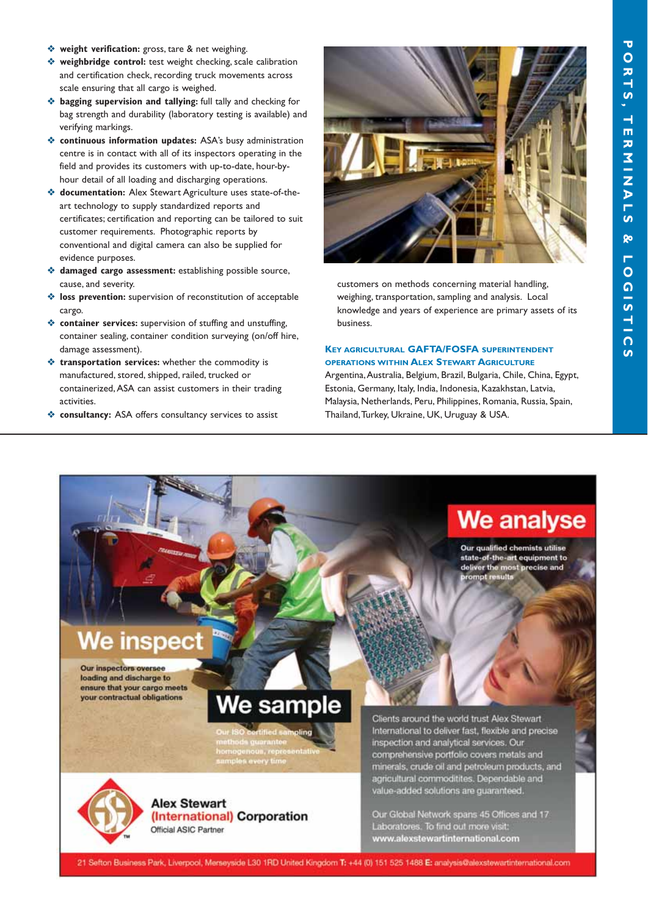- **weight verification:** gross, tare & net weighing.
- **weighbridge control:** test weight checking, scale calibration and certification check, recording truck movements across scale ensuring that all cargo is weighed.
- **bagging supervision and tallying:** full tally and checking for bag strength and durability (laboratory testing is available) and verifying markings.
- **continuous information updates:** ASA's busy administration centre is in contact with all of its inspectors operating in the field and provides its customers with up-to-date, hour-by-hour detail of all loading and discharging operations.
- **documentation:** Alex Stewart Agriculture uses state-of-the-art technology to supply standardized reports and certificates; certification and reporting can be tailored to suit customer requirements. Photographic reports by conventional and digital camera can also be supplied for evidence purposes.
- **damaged cargo assessment:** establishing possible source, cause, and severity.
- **loss prevention:** supervision of reconstitution of acceptable cargo.
- **container services:** supervision of stuffing and unstuffing, container sealing, container condition surveying (on/off hire, damage assessment).
- **transportation services:** whether the commodity is manufactured, stored, shipped, railed, trucked or containerized, ASA can assist customers in their trading activities.
- **consultancy:** ASA offers consultancy services to assist customers on methods concerning material handling, weighing, transportation, sampling and analysis. Local knowledge and years of experience are primary assets of its business.

### Key agricultural GAFTA/FOSFA superintendent operations within Alex Stewart Agriculture

Argentina, Australia, Belgium, Brazil, Bulgaria, Chile, China, Egypt, Estonia, Germany, Italy, India, Indonesia, Kazakhstan, Latvia, Malaysia, Netherlands, Peru, Philippines, Romania, Russia, Spain, Thailand, Turkey, Ukraine, UK, Uruguay & USA.

## We analyse

Our qualified chemists utilise state-of-the-art equipment to deliver the most precise and prompt results

## We inspect

Our inspectors oversee loading and discharge to ensure that your cargo meets your contractual obligations

## We sample

Our ISO certified sampling methods guarantee homogenous, representative samples every time

Clients around the world trust Alex Stewart International to deliver fast, flexible and precise inspection and analytical services. Our comprehensive portfolio covers metals and minerals, crude oil and petroleum products, and agricultural commodities. Dependable and value-added solutions are guaranteed.

Our Global Network spans 45 Offices and 17 Laboratories. To find out more visit: www.alexstewartinternational.com

**Alex Stewart (International) Corporation**
Official ASIC Partner

21 Sefton Business Park, Liverpool, Merseyside L30 1RD United Kingdom **T:** +44 (0) 151 525 1488 **E:** analysis@alexstewartinternational.com